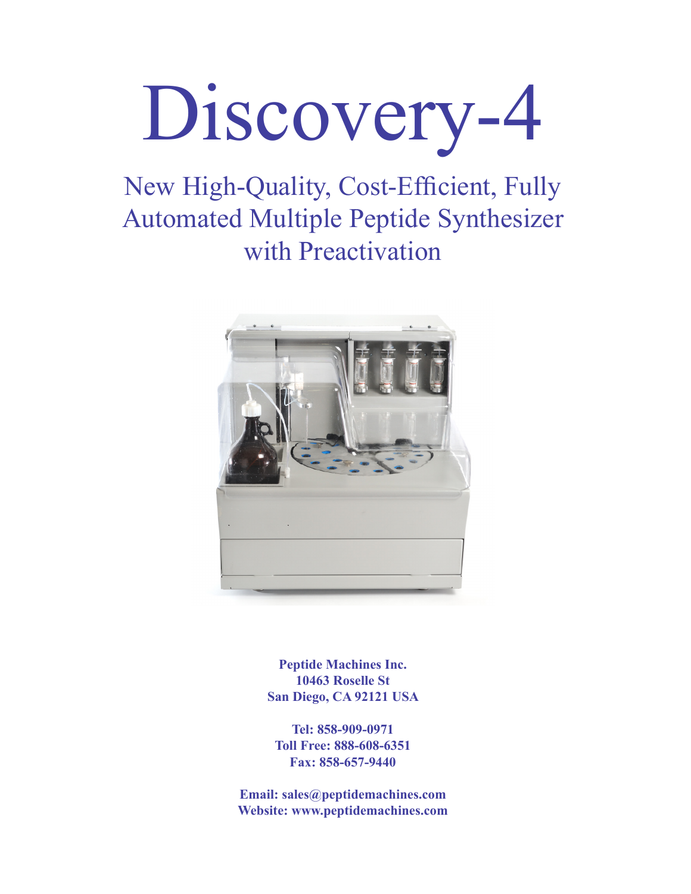# Discovery-4

## New High-Quality, Cost-Efficient, Fully Automated Multiple Peptide Synthesizer with Preactivation

**Peptide Machines Inc.**
**10463 Roselle St**
**San Diego, CA 92121 USA**

**Tel: 858-909-0971**
**Toll Free: 888-608-6351**
**Fax: 858-657-9440**

**Email: sales@peptidemachines.com**
**Website: www.peptidemachines.com**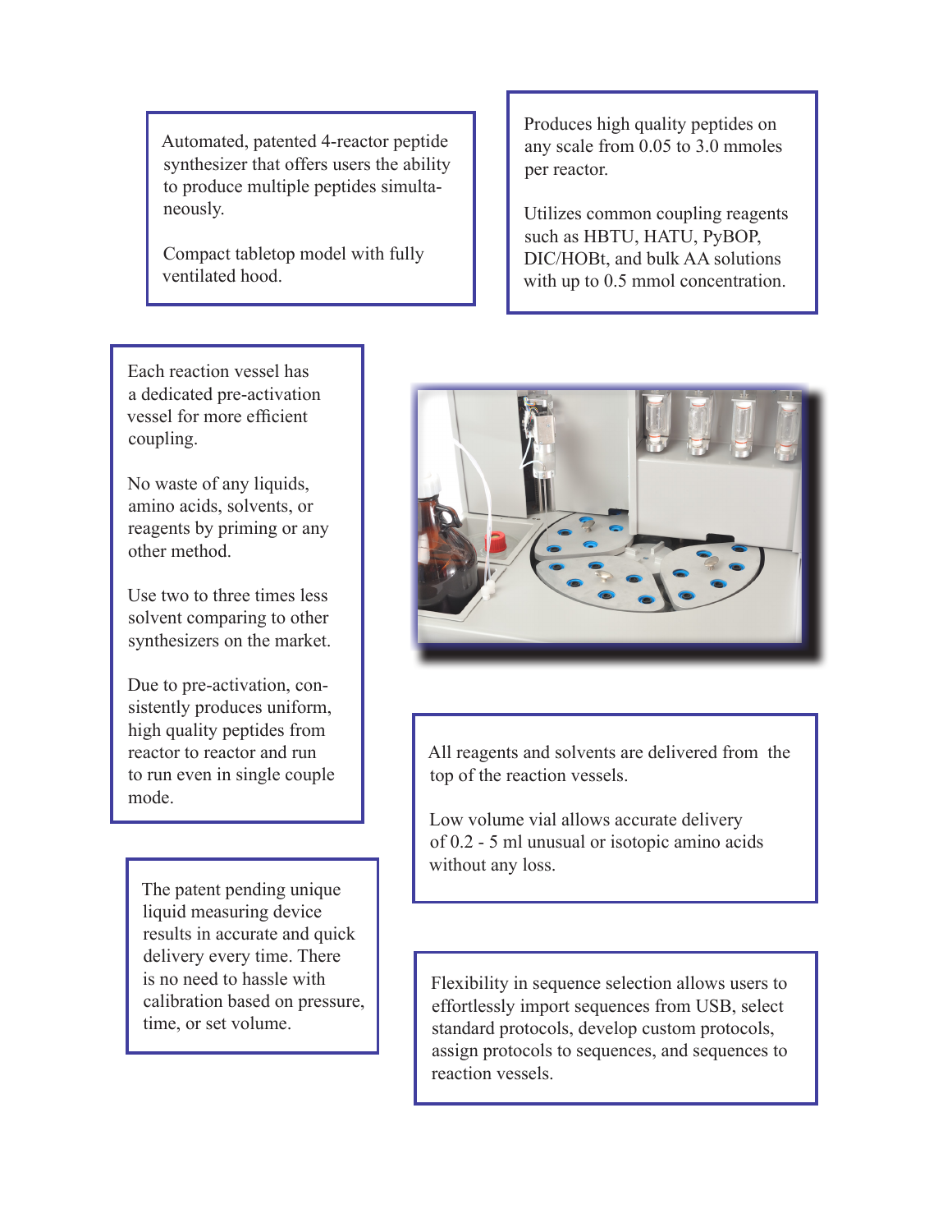Automated, patented 4-reactor peptide synthesizer that offers users the ability to produce multiple peptides simultaneously.

Compact tabletop model with fully ventilated hood.

Produces high quality peptides on any scale from 0.05 to 3.0 mmoles per reactor.

Utilizes common coupling reagents such as HBTU, HATU, PyBOP, DIC/HOBt, and bulk AA solutions with up to 0.5 mmol concentration.

Each reaction vessel has a dedicated pre-activation vessel for more efficient coupling.

No waste of any liquids, amino acids, solvents, or reagents by priming or any other method.

Use two to three times less solvent comparing to other synthesizers on the market.

Due to pre-activation, consistently produces uniform, high quality peptides from reactor to reactor and run to run even in single couple mode.

All reagents and solvents are delivered from the top of the reaction vessels.

Low volume vial allows accurate delivery of 0.2 - 5 ml unusual or isotopic amino acids without any loss.

The patent pending unique liquid measuring device results in accurate and quick delivery every time. There is no need to hassle with calibration based on pressure, time, or set volume.

Flexibility in sequence selection allows users to effortlessly import sequences from USB, select standard protocols, develop custom protocols, assign protocols to sequences, and sequences to reaction vessels.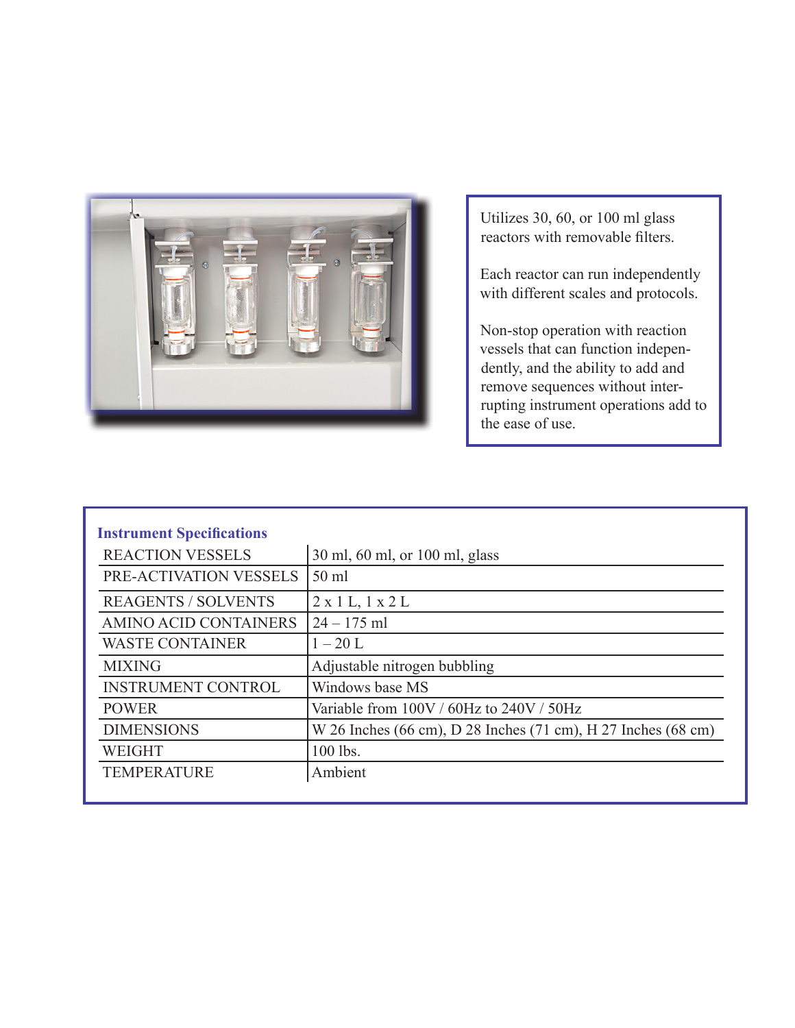Utilizes 30, 60, or 100 ml glass reactors with removable filters.

Each reactor can run independently with different scales and protocols.

Non-stop operation with reaction vessels that can function independently, and the ability to add and remove sequences without interrupting instrument operations add to the ease of use.

### Instrument Specifications

| | |
|---|---|
| REACTION VESSELS | 30 ml, 60 ml, or 100 ml, glass |
| PRE-ACTIVATION VESSELS | 50 ml |
| REAGENTS / SOLVENTS | 2 x 1 L, 1 x 2 L |
| AMINO ACID CONTAINERS | 24 – 175 ml |
| WASTE CONTAINER | 1 – 20 L |
| MIXING | Adjustable nitrogen bubbling |
| INSTRUMENT CONTROL | Windows base MS |
| POWER | Variable from 100V / 60Hz to 240V / 50Hz |
| DIMENSIONS | W 26 Inches (66 cm), D 28 Inches (71 cm), H 27 Inches (68 cm) |
| WEIGHT | 100 lbs. |
| TEMPERATURE | Ambient |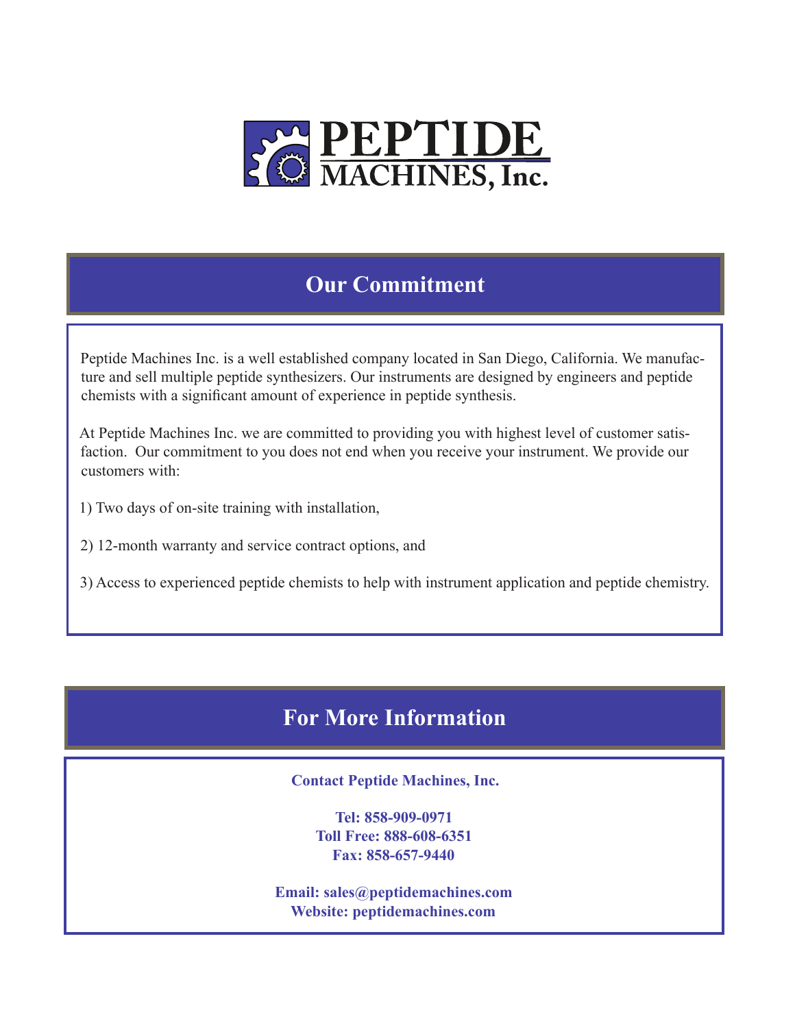# PEPTIDE MACHINES, Inc.

## Our Commitment

Peptide Machines Inc. is a well established company located in San Diego, California. We manufacture and sell multiple peptide synthesizers. Our instruments are designed by engineers and peptide chemists with a significant amount of experience in peptide synthesis.

At Peptide Machines Inc. we are committed to providing you with highest level of customer satisfaction. Our commitment to you does not end when you receive your instrument. We provide our customers with:

1) Two days of on-site training with installation,

2) 12-month warranty and service contract options, and

3) Access to experienced peptide chemists to help with instrument application and peptide chemistry.

## For More Information

**Contact Peptide Machines, Inc.**

**Tel: 858-909-0971**
**Toll Free: 888-608-6351**
**Fax: 858-657-9440**

**Email: sales@peptidemachines.com**
**Website: peptidemachines.com**